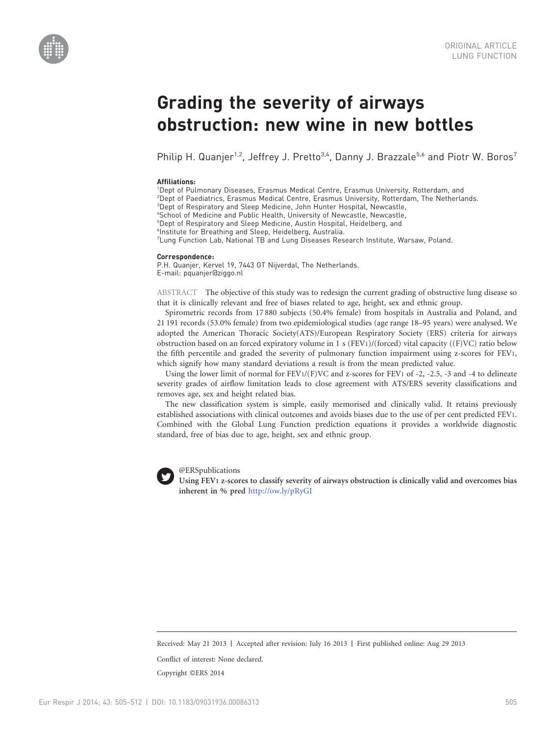ORIGINAL ARTICLE
LUNG FUNCTION

# Grading the severity of airways obstruction: new wine in new bottles

Philip H. Quanjer[1,2], Jeffrey J. Pretto[3,4], Danny J. Brazzale[5,6] and Piotr W. Boros[7]

**Affiliations:**
[1]Dept of Pulmonary Diseases, Erasmus Medical Centre, Erasmus University, Rotterdam, and
[2]Dept of Paediatrics, Erasmus Medical Centre, Erasmus University, Rotterdam, The Netherlands.
[3]Dept of Respiratory and Sleep Medicine, John Hunter Hospital, Newcastle,
[4]School of Medicine and Public Health, University of Newcastle, Newcastle,
[5]Dept of Respiratory and Sleep Medicine, Austin Hospital, Heidelberg, and
[6]Institute for Breathing and Sleep, Heidelberg, Australia.
[7]Lung Function Lab, National TB and Lung Diseases Research Institute, Warsaw, Poland.

**Correspondence:**
P.H. Quanjer, Kervel 19, 7443 GT Nijverdal, The Netherlands.
E-mail: pquanjer@ziggo.nl

ABSTRACT The objective of this study was to redesign the current grading of obstructive lung disease so that it is clinically relevant and free of biases related to age, height, sex and ethnic group.

Spirometric records from 17 880 subjects (50.4% female) from hospitals in Australia and Poland, and 21 191 records (53.0% female) from two epidemiological studies (age range 18–95 years) were analysed. We adopted the American Thoracic Society(ATS)/European Respiratory Society (ERS) criteria for airways obstruction based on an forced expiratory volume in 1 s ($FEV_1$)/(forced) vital capacity ((F)VC) ratio below the fifth percentile and graded the severity of pulmonary function impairment using z-scores for $FEV_1$, which signify how many standard deviations a result is from the mean predicted value.

Using the lower limit of normal for $FEV_1$/(F)VC and z-scores for $FEV_1$ of -2, -2.5, -3 and -4 to delineate severity grades of airflow limitation leads to close agreement with ATS/ERS severity classifications and removes age, sex and height related bias.

The new classification system is simple, easily memorised and clinically valid. It retains previously established associations with clinical outcomes and avoids biases due to the use of per cent predicted $FEV_1$. Combined with the Global Lung Function prediction equations it provides a worldwide diagnostic standard, free of bias due to age, height, sex and ethnic group.

@ERSpublications
**Using $FEV_1$ z-scores to classify severity of airways obstruction is clinically valid and overcomes bias inherent in % pred** http://ow.ly/pRyGI

Received: May 21 2013 | Accepted after revision: July 16 2013 | First published online: Aug 29 2013

Conflict of interest: None declared.

Copyright ©ERS 2014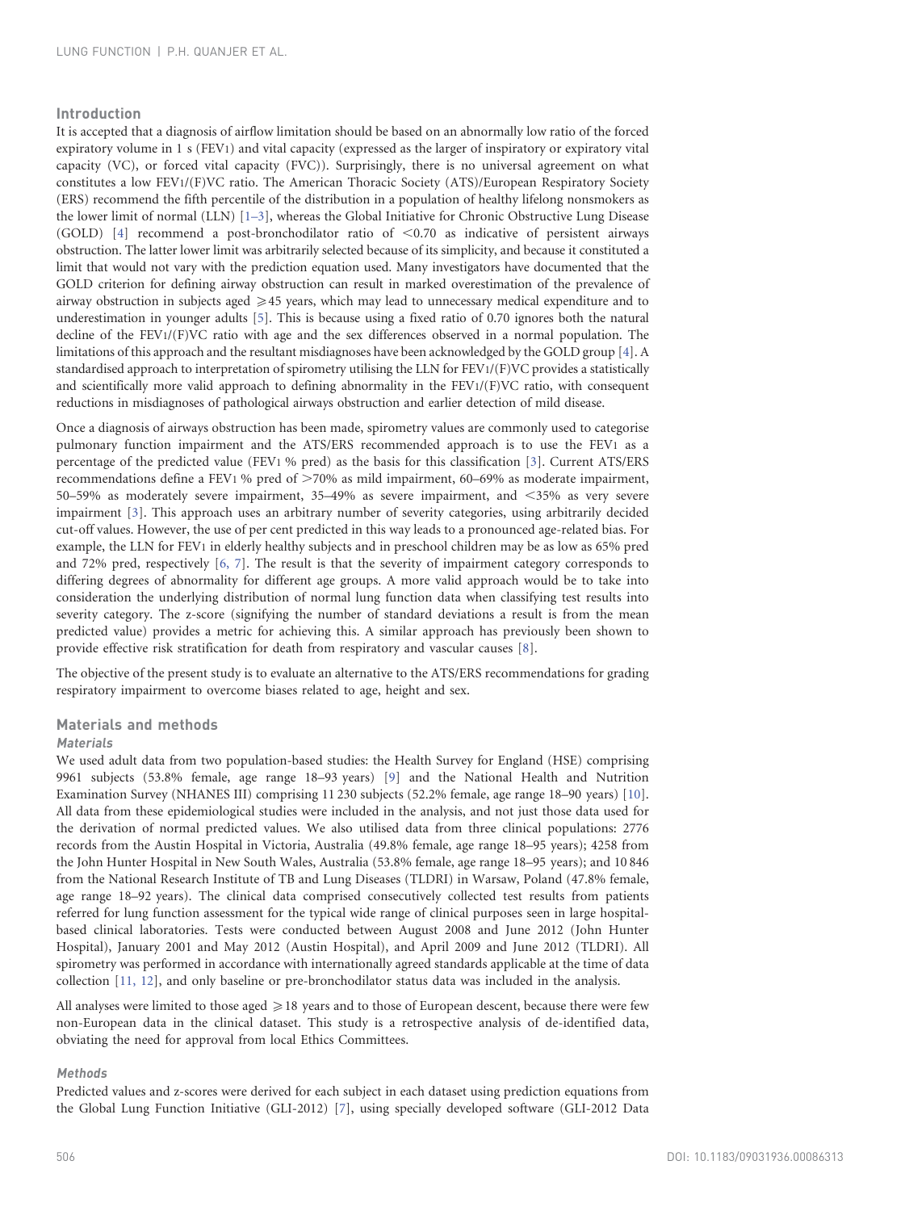## Introduction

It is accepted that a diagnosis of airflow limitation should be based on an abnormally low ratio of the forced expiratory volume in 1 s ($FEV_1$) and vital capacity (expressed as the larger of inspiratory or expiratory vital capacity (VC), or forced vital capacity (FVC)). Surprisingly, there is no universal agreement on what constitutes a low $FEV_1$/(F)VC ratio. The American Thoracic Society (ATS)/European Respiratory Society (ERS) recommend the fifth percentile of the distribution in a population of healthy lifelong nonsmokers as the lower limit of normal (LLN) [1–3], whereas the Global Initiative for Chronic Obstructive Lung Disease (GOLD) [4] recommend a post-bronchodilator ratio of <0.70 as indicative of persistent airways obstruction. The latter lower limit was arbitrarily selected because of its simplicity, and because it constituted a limit that would not vary with the prediction equation used. Many investigators have documented that the GOLD criterion for defining airway obstruction can result in marked overestimation of the prevalence of airway obstruction in subjects aged ⩾45 years, which may lead to unnecessary medical expenditure and to underestimation in younger adults [5]. This is because using a fixed ratio of 0.70 ignores both the natural decline of the $FEV_1$/(F)VC ratio with age and the sex differences observed in a normal population. The limitations of this approach and the resultant misdiagnoses have been acknowledged by the GOLD group [4]. A standardised approach to interpretation of spirometry utilising the LLN for $FEV_1$/(F)VC provides a statistically and scientifically more valid approach to defining abnormality in the $FEV_1$/(F)VC ratio, with consequent reductions in misdiagnoses of pathological airways obstruction and earlier detection of mild disease.

Once a diagnosis of airways obstruction has been made, spirometry values are commonly used to categorise pulmonary function impairment and the ATS/ERS recommended approach is to use the $FEV_1$ as a percentage of the predicted value ($FEV_1$ % pred) as the basis for this classification [3]. Current ATS/ERS recommendations define a $FEV_1$ % pred of >70% as mild impairment, 60–69% as moderate impairment, 50–59% as moderately severe impairment, 35–49% as severe impairment, and <35% as very severe impairment [3]. This approach uses an arbitrary number of severity categories, using arbitrarily decided cut-off values. However, the use of per cent predicted in this way leads to a pronounced age-related bias. For example, the LLN for $FEV_1$ in elderly healthy subjects and in preschool children may be as low as 65% pred and 72% pred, respectively [6, 7]. The result is that the severity of impairment category corresponds to differing degrees of abnormality for different age groups. A more valid approach would be to take into consideration the underlying distribution of normal lung function data when classifying test results into severity category. The z-score (signifying the number of standard deviations a result is from the mean predicted value) provides a metric for achieving this. A similar approach has previously been shown to provide effective risk stratification for death from respiratory and vascular causes [8].

The objective of the present study is to evaluate an alternative to the ATS/ERS recommendations for grading respiratory impairment to overcome biases related to age, height and sex.

## Materials and methods

### Materials

We used adult data from two population-based studies: the Health Survey for England (HSE) comprising 9961 subjects (53.8% female, age range 18–93 years) [9] and the National Health and Nutrition Examination Survey (NHANES III) comprising 11 230 subjects (52.2% female, age range 18–90 years) [10]. All data from these epidemiological studies were included in the analysis, and not just those data used for the derivation of normal predicted values. We also utilised data from three clinical populations: 2776 records from the Austin Hospital in Victoria, Australia (49.8% female, age range 18–95 years); 4258 from the John Hunter Hospital in New South Wales, Australia (53.8% female, age range 18–95 years); and 10 846 from the National Research Institute of TB and Lung Diseases (TLDRI) in Warsaw, Poland (47.8% female, age range 18–92 years). The clinical data comprised consecutively collected test results from patients referred for lung function assessment for the typical wide range of clinical purposes seen in large hospital-based clinical laboratories. Tests were conducted between August 2008 and June 2012 (John Hunter Hospital), January 2001 and May 2012 (Austin Hospital), and April 2009 and June 2012 (TLDRI). All spirometry was performed in accordance with internationally agreed standards applicable at the time of data collection [11, 12], and only baseline or pre-bronchodilator status data was included in the analysis.

All analyses were limited to those aged ⩾18 years and to those of European descent, because there were few non-European data in the clinical dataset. This study is a retrospective analysis of de-identified data, obviating the need for approval from local Ethics Committees.

### Methods

Predicted values and z-scores were derived for each subject in each dataset using prediction equations from the Global Lung Function Initiative (GLI-2012) [7], using specially developed software (GLI-2012 Data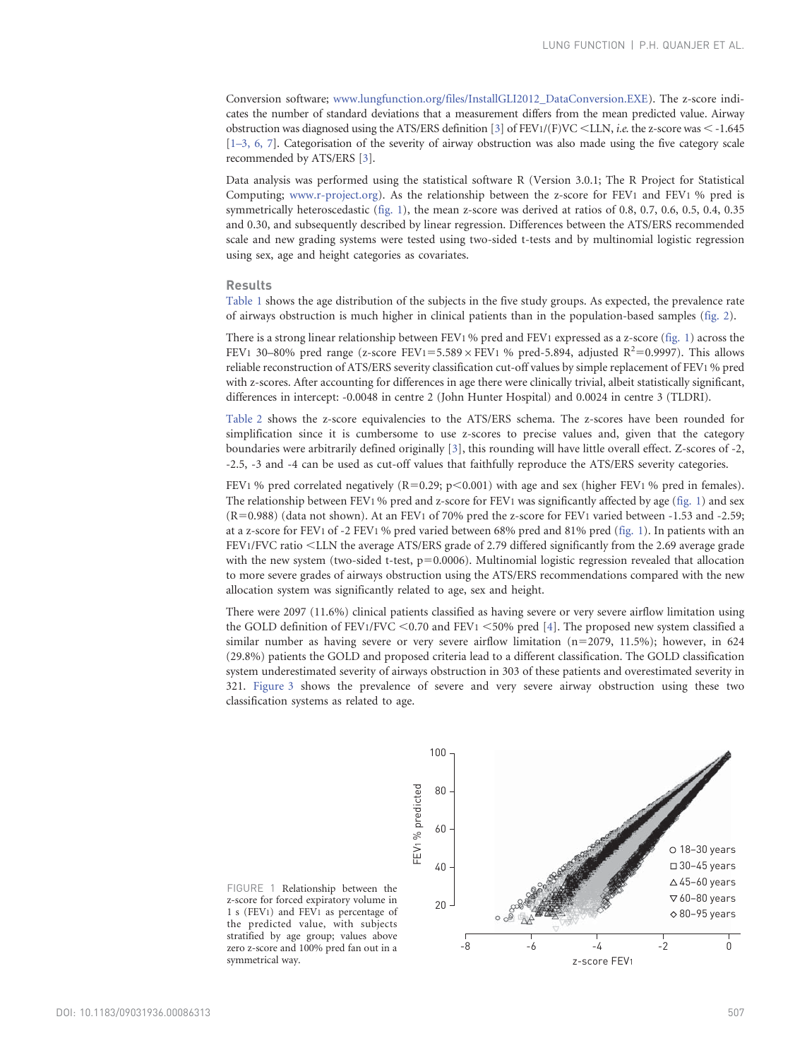Conversion software; www.lungfunction.org/files/InstallGLI2012_DataConversion.EXE). The z-score indicates the number of standard deviations that a measurement differs from the mean predicted value. Airway obstruction was diagnosed using the ATS/ERS definition [3] of $FEV_1/(F)VC <LLN$, *i.e.* the z-score was $< -1.645$ [1–3, 6, 7]. Categorisation of the severity of airway obstruction was also made using the five category scale recommended by ATS/ERS [3].

Data analysis was performed using the statistical software R (Version 3.0.1; The R Project for Statistical Computing; www.r-project.org). As the relationship between the z-score for $FEV_1$ and $FEV_1$ % pred is symmetrically heteroscedastic (fig. 1), the mean z-score was derived at ratios of 0.8, 0.7, 0.6, 0.5, 0.4, 0.35 and 0.30, and subsequently described by linear regression. Differences between the ATS/ERS recommended scale and new grading systems were tested using two-sided t-tests and by multinomial logistic regression using sex, age and height categories as covariates.

## Results

Table 1 shows the age distribution of the subjects in the five study groups. As expected, the prevalence rate of airways obstruction is much higher in clinical patients than in the population-based samples (fig. 2).

There is a strong linear relationship between $FEV_1$ % pred and $FEV_1$ expressed as a z-score (fig. 1) across the $FEV_1$ 30–80% pred range (z-score $FEV_1 = 5.589 \times FEV_1$ % pred$-5.894$, adjusted $R^2 = 0.9997$). This allows reliable reconstruction of ATS/ERS severity classification cut-off values by simple replacement of $FEV_1$ % pred with z-scores. After accounting for differences in age there were clinically trivial, albeit statistically significant, differences in intercept: -0.0048 in centre 2 (John Hunter Hospital) and 0.0024 in centre 3 (TLDRI).

Table 2 shows the z-score equivalencies to the ATS/ERS schema. The z-scores have been rounded for simplification since it is cumbersome to use z-scores to precise values and, given that the category boundaries were arbitrarily defined originally [3], this rounding will have little overall effect. Z-scores of -2, -2.5, -3 and -4 can be used as cut-off values that faithfully reproduce the ATS/ERS severity categories.

$FEV_1$ % pred correlated negatively ($R = 0.29$; $p < 0.001$) with age and sex (higher $FEV_1$ % pred in females). The relationship between $FEV_1$ % pred and z-score for $FEV_1$ was significantly affected by age (fig. 1) and sex ($R = 0.988$) (data not shown). At an $FEV_1$ of 70% pred the z-score for $FEV_1$ varied between -1.53 and -2.59; at a z-score for $FEV_1$ of -2 $FEV_1$ % pred varied between 68% pred and 81% pred (fig. 1). In patients with an $FEV_1/FVC$ ratio $<LLN$ the average ATS/ERS grade of 2.79 differed significantly from the 2.69 average grade with the new system (two-sided t-test, $p = 0.0006$). Multinomial logistic regression revealed that allocation to more severe grades of airways obstruction using the ATS/ERS recommendations compared with the new allocation system was significantly related to age, sex and height.

There were 2097 (11.6%) clinical patients classified as having severe or very severe airflow limitation using the GOLD definition of $FEV_1/FVC < 0.70$ and $FEV_1 < 50\%$ pred [4]. The proposed new system classified a similar number as having severe or very severe airflow limitation ($n = 2079$, 11.5%); however, in 624 (29.8%) patients the GOLD and proposed criteria lead to a different classification. The GOLD classification system underestimated severity of airways obstruction in 303 of these patients and overestimated severity in 321. Figure 3 shows the prevalence of severe and very severe airway obstruction using these two classification systems as related to age.

FIGURE 1 Relationship between the z-score for forced expiratory volume in 1 s ($FEV_1$) and $FEV_1$ as percentage of the predicted value, with subjects stratified by age group; values above zero z-score and 100% pred fan out in a symmetrical way.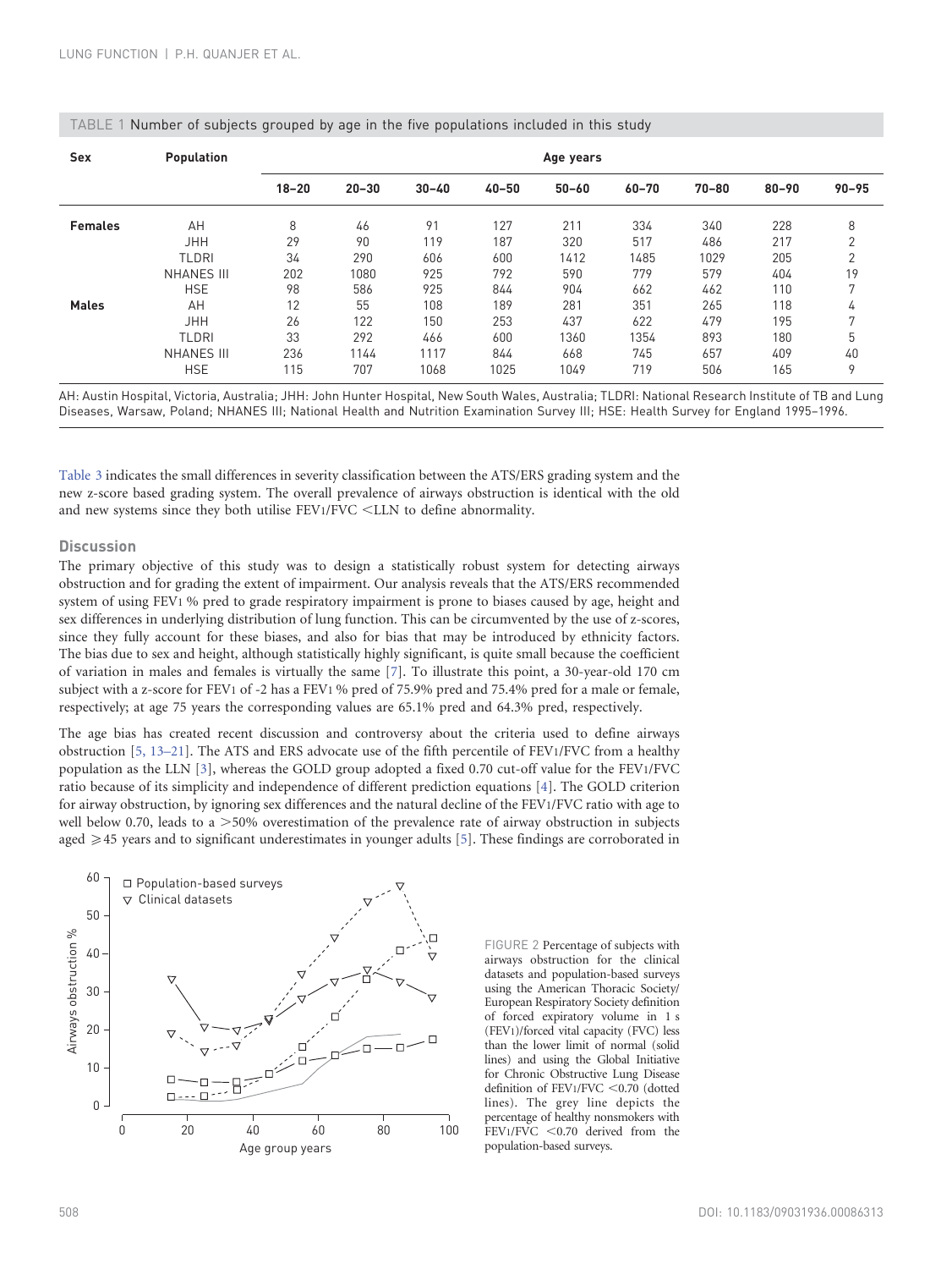TABLE 1 Number of subjects grouped by age in the five populations included in this study

| Sex | Population | Age years | | | | | | | | |
|---|---|---|---|---|---|---|---|---|---|---|
| | | 18–20 | 20–30 | 30–40 | 40–50 | 50–60 | 60–70 | 70–80 | 80–90 | 90–95 |
| **Females** | AH | 8 | 46 | 91 | 127 | 211 | 334 | 340 | 228 | 8 |
| | JHH | 29 | 90 | 119 | 187 | 320 | 517 | 486 | 217 | 2 |
| | TLDRI | 34 | 290 | 606 | 600 | 1412 | 1485 | 1029 | 205 | 2 |
| | NHANES III | 202 | 1080 | 925 | 792 | 590 | 779 | 579 | 404 | 19 |
| | HSE | 98 | 586 | 925 | 844 | 904 | 662 | 462 | 110 | 7 |
| **Males** | AH | 12 | 55 | 108 | 189 | 281 | 351 | 265 | 118 | 4 |
| | JHH | 26 | 122 | 150 | 253 | 437 | 622 | 479 | 195 | 7 |
| | TLDRI | 33 | 292 | 466 | 600 | 1360 | 1354 | 893 | 180 | 5 |
| | NHANES III | 236 | 1144 | 1117 | 844 | 668 | 745 | 657 | 409 | 40 |
| | HSE | 115 | 707 | 1068 | 1025 | 1049 | 719 | 506 | 165 | 9 |

AH: Austin Hospital, Victoria, Australia; JHH: John Hunter Hospital, New South Wales, Australia; TLDRI: National Research Institute of TB and Lung Diseases, Warsaw, Poland; NHANES III; National Health and Nutrition Examination Survey III; HSE: Health Survey for England 1995–1996.

Table 3 indicates the small differences in severity classification between the ATS/ERS grading system and the new z-score based grading system. The overall prevalence of airways obstruction is identical with the old and new systems since they both utilise $FEV_1/FVC$ <LLN to define abnormality.

## Discussion

The primary objective of this study was to design a statistically robust system for detecting airways obstruction and for grading the extent of impairment. Our analysis reveals that the ATS/ERS recommended system of using $FEV_1$ % pred to grade respiratory impairment is prone to biases caused by age, height and sex differences in underlying distribution of lung function. This can be circumvented by the use of z-scores, since they fully account for these biases, and also for bias that may be introduced by ethnicity factors. The bias due to sex and height, although statistically highly significant, is quite small because the coefficient of variation in males and females is virtually the same [7]. To illustrate this point, a 30-year-old 170 cm subject with a z-score for $FEV_1$ of -2 has a $FEV_1$ % pred of 75.9% pred and 75.4% pred for a male or female, respectively; at age 75 years the corresponding values are 65.1% pred and 64.3% pred, respectively.

The age bias has created recent discussion and controversy about the criteria used to define airways obstruction [5, 13–21]. The ATS and ERS advocate use of the fifth percentile of $FEV_1/FVC$ from a healthy population as the LLN [3], whereas the GOLD group adopted a fixed 0.70 cut-off value for the $FEV_1/FVC$ ratio because of its simplicity and independence of different prediction equations [4]. The GOLD criterion for airway obstruction, by ignoring sex differences and the natural decline of the $FEV_1/FVC$ ratio with age to well below 0.70, leads to a >50% overestimation of the prevalence rate of airway obstruction in subjects aged ⩾45 years and to significant underestimates in younger adults [5]. These findings are corroborated in

FIGURE 2 Percentage of subjects with airways obstruction for the clinical datasets and population-based surveys using the American Thoracic Society/European Respiratory Society definition of forced expiratory volume in 1 s ($FEV_1$)/forced vital capacity (FVC) less than the lower limit of normal (solid lines) and using the Global Initiative for Chronic Obstructive Lung Disease definition of $FEV_1/FVC$ <0.70 (dotted lines). The grey line depicts the percentage of healthy nonsmokers with $FEV_1/FVC$ <0.70 derived from the population-based surveys.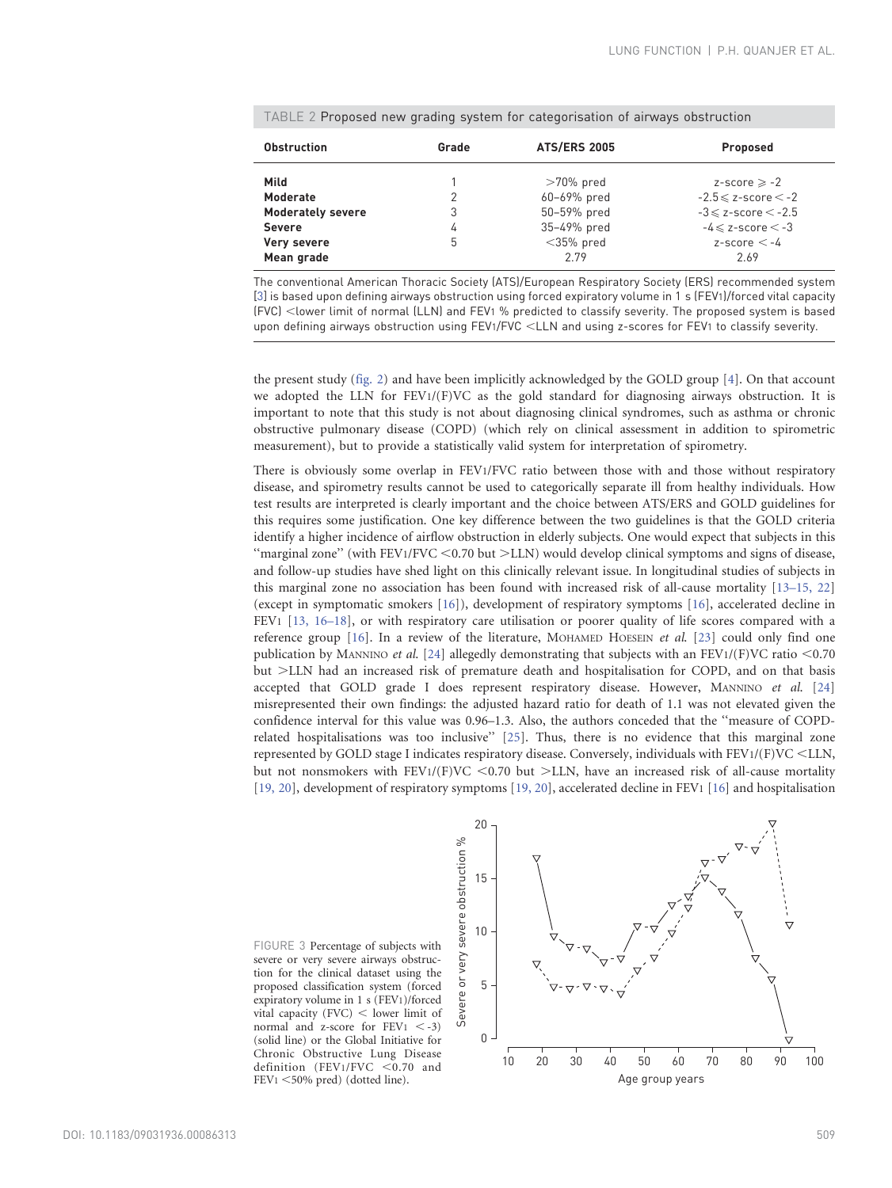TABLE 2 Proposed new grading system for categorisation of airways obstruction

| Obstruction | Grade | ATS/ERS 2005 | Proposed |
|---|---|---|---|
| **Mild** | 1 | >70% pred | z-score ⩾ -2 |
| **Moderate** | 2 | 60–69% pred | -2.5 ⩽ z-score < -2 |
| **Moderately severe** | 3 | 50–59% pred | -3 ⩽ z-score < -2.5 |
| **Severe** | 4 | 35–49% pred | -4 ⩽ z-score < -3 |
| **Very severe** | 5 | <35% pred | z-score < -4 |
| **Mean grade** | | 2.79 | 2.69 |

The conventional American Thoracic Society (ATS)/European Respiratory Society (ERS) recommended system [3] is based upon defining airways obstruction using forced expiratory volume in 1 s ($FEV_1$)/forced vital capacity (FVC) <lower limit of normal (LLN) and $FEV_1$ % predicted to classify severity. The proposed system is based upon defining airways obstruction using $FEV_1$/FVC <LLN and using z-scores for $FEV_1$ to classify severity.

the present study (fig. 2) and have been implicitly acknowledged by the GOLD group [4]. On that account we adopted the LLN for $FEV_1$/(F)VC as the gold standard for diagnosing airways obstruction. It is important to note that this study is not about diagnosing clinical syndromes, such as asthma or chronic obstructive pulmonary disease (COPD) (which rely on clinical assessment in addition to spirometric measurement), but to provide a statistically valid system for interpretation of spirometry.

There is obviously some overlap in $FEV_1$/FVC ratio between those with and those without respiratory disease, and spirometry results cannot be used to categorically separate ill from healthy individuals. How test results are interpreted is clearly important and the choice between ATS/ERS and GOLD guidelines for this requires some justification. One key difference between the two guidelines is that the GOLD criteria identify a higher incidence of airflow obstruction in elderly subjects. One would expect that subjects in this "marginal zone" (with $FEV_1$/FVC <0.70 but >LLN) would develop clinical symptoms and signs of disease, and follow-up studies have shed light on this clinically relevant issue. In longitudinal studies of subjects in this marginal zone no association has been found with increased risk of all-cause mortality [13–15, 22] (except in symptomatic smokers [16]), development of respiratory symptoms [16], accelerated decline in $FEV_1$ [13, 16–18], or with respiratory care utilisation or poorer quality of life scores compared with a reference group [16]. In a review of the literature, Mohamed Hoesein *et al.* [23] could only find one publication by Mannino *et al.* [24] allegedly demonstrating that subjects with an $FEV_1$/(F)VC ratio <0.70 but >LLN had an increased risk of premature death and hospitalisation for COPD, and on that basis accepted that GOLD grade I does represent respiratory disease. However, Mannino *et al.* [24] misrepresented their own findings: the adjusted hazard ratio for death of 1.1 was not elevated given the confidence interval for this value was 0.96–1.3. Also, the authors conceded that the "measure of COPD-related hospitalisations was too inclusive" [25]. Thus, there is no evidence that this marginal zone represented by GOLD stage I indicates respiratory disease. Conversely, individuals with $FEV_1$/(F)VC <LLN, but not nonsmokers with $FEV_1$/(F)VC <0.70 but >LLN, have an increased risk of all-cause mortality [19, 20], development of respiratory symptoms [19, 20], accelerated decline in $FEV_1$ [16] and hospitalisation

FIGURE 3 Percentage of subjects with severe or very severe airways obstruction for the clinical dataset using the proposed classification system (forced expiratory volume in 1 s ($FEV_1$)/forced vital capacity (FVC) < lower limit of normal and z-score for $FEV_1$ < -3) (solid line) or the Global Initiative for Chronic Obstructive Lung Disease definition ($FEV_1$/FVC <0.70 and $FEV_1$ <50% pred) (dotted line).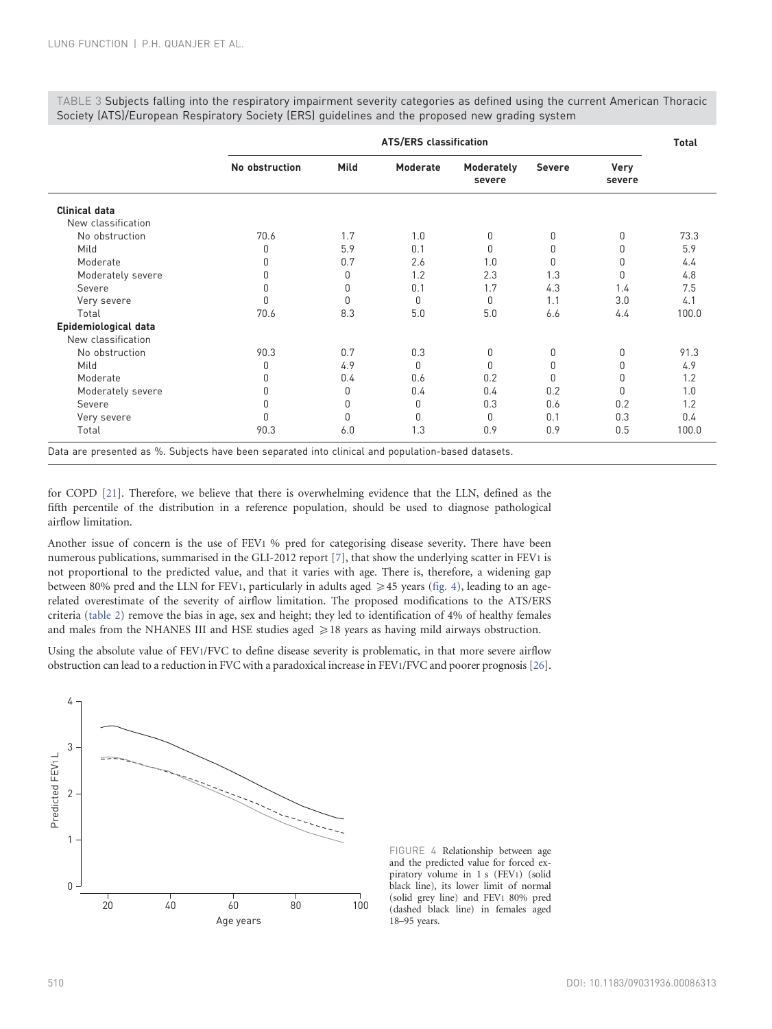TABLE 3 Subjects falling into the respiratory impairment severity categories as defined using the current American Thoracic Society (ATS)/European Respiratory Society (ERS) guidelines and the proposed new grading system

| | ATS/ERS classification | | | | | | Total |
|---|---|---|---|---|---|---|---|
| | No obstruction | Mild | Moderate | Moderately severe | Severe | Very severe | |
| **Clinical data** | | | | | | | |
| New classification | | | | | | | |
| No obstruction | 70.6 | 1.7 | 1.0 | 0 | 0 | 0 | 73.3 |
| Mild | 0 | 5.9 | 0.1 | 0 | 0 | 0 | 5.9 |
| Moderate | 0 | 0.7 | 2.6 | 1.0 | 0 | 0 | 4.4 |
| Moderately severe | 0 | 0 | 1.2 | 2.3 | 1.3 | 0 | 4.8 |
| Severe | 0 | 0 | 0.1 | 1.7 | 4.3 | 1.4 | 7.5 |
| Very severe | 0 | 0 | 0 | 0 | 1.1 | 3.0 | 4.1 |
| Total | 70.6 | 8.3 | 5.0 | 5.0 | 6.6 | 4.4 | 100.0 |
| **Epidemiological data** | | | | | | | |
| New classification | | | | | | | |
| No obstruction | 90.3 | 0.7 | 0.3 | 0 | 0 | 0 | 91.3 |
| Mild | 0 | 4.9 | 0 | 0 | 0 | 0 | 4.9 |
| Moderate | 0 | 0.4 | 0.6 | 0.2 | 0 | 0 | 1.2 |
| Moderately severe | 0 | 0 | 0.4 | 0.4 | 0.2 | 0 | 1.0 |
| Severe | 0 | 0 | 0 | 0.3 | 0.6 | 0.2 | 1.2 |
| Very severe | 0 | 0 | 0 | 0 | 0.1 | 0.3 | 0.4 |
| Total | 90.3 | 6.0 | 1.3 | 0.9 | 0.9 | 0.5 | 100.0 |

Data are presented as %. Subjects have been separated into clinical and population-based datasets.

for COPD [21]. Therefore, we believe that there is overwhelming evidence that the LLN, defined as the fifth percentile of the distribution in a reference population, should be used to diagnose pathological airflow limitation.

Another issue of concern is the use of $FEV_1$ % pred for categorising disease severity. There have been numerous publications, summarised in the GLI-2012 report [7], that show the underlying scatter in $FEV_1$ is not proportional to the predicted value, and that it varies with age. There is, therefore, a widening gap between 80% pred and the LLN for $FEV_1$, particularly in adults aged ⩾45 years (fig. 4), leading to an age-related overestimate of the severity of airflow limitation. The proposed modifications to the ATS/ERS criteria (table 2) remove the bias in age, sex and height; they led to identification of 4% of healthy females and males from the NHANES III and HSE studies aged ⩾18 years as having mild airways obstruction.

Using the absolute value of $FEV_1/FVC$ to define disease severity is problematic, in that more severe airflow obstruction can lead to a reduction in FVC with a paradoxical increase in $FEV_1/FVC$ and poorer prognosis [26].

FIGURE 4 Relationship between age and the predicted value for forced expiratory volume in 1 s ($FEV_1$) (solid black line), its lower limit of normal (solid grey line) and $FEV_1$ 80% pred (dashed black line) in females aged 18–95 years.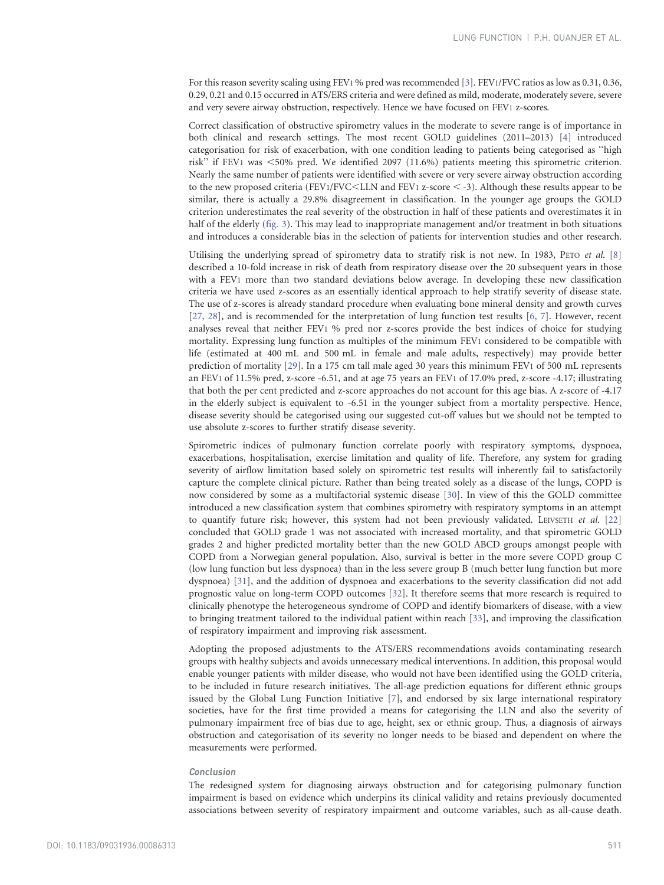For this reason severity scaling using $FEV_1$ % pred was recommended [3]. $FEV_1/FVC$ ratios as low as 0.31, 0.36, 0.29, 0.21 and 0.15 occurred in ATS/ERS criteria and were defined as mild, moderate, moderately severe, severe and very severe airway obstruction, respectively. Hence we have focused on $FEV_1$ z-scores.

Correct classification of obstructive spirometry values in the moderate to severe range is of importance in both clinical and research settings. The most recent GOLD guidelines (2011–2013) [4] introduced categorisation for risk of exacerbation, with one condition leading to patients being categorised as "high risk" if $FEV_1$ was <50% pred. We identified 2097 (11.6%) patients meeting this spirometric criterion. Nearly the same number of patients were identified with severe or very severe airway obstruction according to the new proposed criteria ($FEV_1/FVC$<LLN and $FEV_1$ z-score < -3). Although these results appear to be similar, there is actually a 29.8% disagreement in classification. In the younger age groups the GOLD criterion underestimates the real severity of the obstruction in half of these patients and overestimates it in half of the elderly (fig. 3). This may lead to inappropriate management and/or treatment in both situations and introduces a considerable bias in the selection of patients for intervention studies and other research.

Utilising the underlying spread of spirometry data to stratify risk is not new. In 1983, PETO *et al.* [8] described a 10-fold increase in risk of death from respiratory disease over the 20 subsequent years in those with a $FEV_1$ more than two standard deviations below average. In developing these new classification criteria we have used z-scores as an essentially identical approach to help stratify severity of disease state. The use of z-scores is already standard procedure when evaluating bone mineral density and growth curves [27, 28], and is recommended for the interpretation of lung function test results [6, 7]. However, recent analyses reveal that neither $FEV_1$ % pred nor z-scores provide the best indices of choice for studying mortality. Expressing lung function as multiples of the minimum $FEV_1$ considered to be compatible with life (estimated at 400 mL and 500 mL in female and male adults, respectively) may provide better prediction of mortality [29]. In a 175 cm tall male aged 30 years this minimum $FEV_1$ of 500 mL represents an $FEV_1$ of 11.5% pred, z-score -6.51, and at age 75 years an $FEV_1$ of 17.0% pred, z-score -4.17; illustrating that both the per cent predicted and z-score approaches do not account for this age bias. A z-score of -4.17 in the elderly subject is equivalent to -6.51 in the younger subject from a mortality perspective. Hence, disease severity should be categorised using our suggested cut-off values but we should not be tempted to use absolute z-scores to further stratify disease severity.

Spirometric indices of pulmonary function correlate poorly with respiratory symptoms, dyspnoea, exacerbations, hospitalisation, exercise limitation and quality of life. Therefore, any system for grading severity of airflow limitation based solely on spirometric test results will inherently fail to satisfactorily capture the complete clinical picture. Rather than being treated solely as a disease of the lungs, COPD is now considered by some as a multifactorial systemic disease [30]. In view of this the GOLD committee introduced a new classification system that combines spirometry with respiratory symptoms in an attempt to quantify future risk; however, this system had not been previously validated. LEIVSETH *et al.* [22] concluded that GOLD grade 1 was not associated with increased mortality, and that spirometric GOLD grades 2 and higher predicted mortality better than the new GOLD ABCD groups amongst people with COPD from a Norwegian general population. Also, survival is better in the more severe COPD group C (low lung function but less dyspnoea) than in the less severe group B (much better lung function but more dyspnoea) [31], and the addition of dyspnoea and exacerbations to the severity classification did not add prognostic value on long-term COPD outcomes [32]. It therefore seems that more research is required to clinically phenotype the heterogeneous syndrome of COPD and identify biomarkers of disease, with a view to bringing treatment tailored to the individual patient within reach [33], and improving the classification of respiratory impairment and improving risk assessment.

Adopting the proposed adjustments to the ATS/ERS recommendations avoids contaminating research groups with healthy subjects and avoids unnecessary medical interventions. In addition, this proposal would enable younger patients with milder disease, who would not have been identified using the GOLD criteria, to be included in future research initiatives. The all-age prediction equations for different ethnic groups issued by the Global Lung Function Initiative [7], and endorsed by six large international respiratory societies, have for the first time provided a means for categorising the LLN and also the severity of pulmonary impairment free of bias due to age, height, sex or ethnic group. Thus, a diagnosis of airways obstruction and categorisation of its severity no longer needs to be biased and dependent on where the measurements were performed.

## Conclusion

The redesigned system for diagnosing airways obstruction and for categorising pulmonary function impairment is based on evidence which underpins its clinical validity and retains previously documented associations between severity of respiratory impairment and outcome variables, such as all-cause death.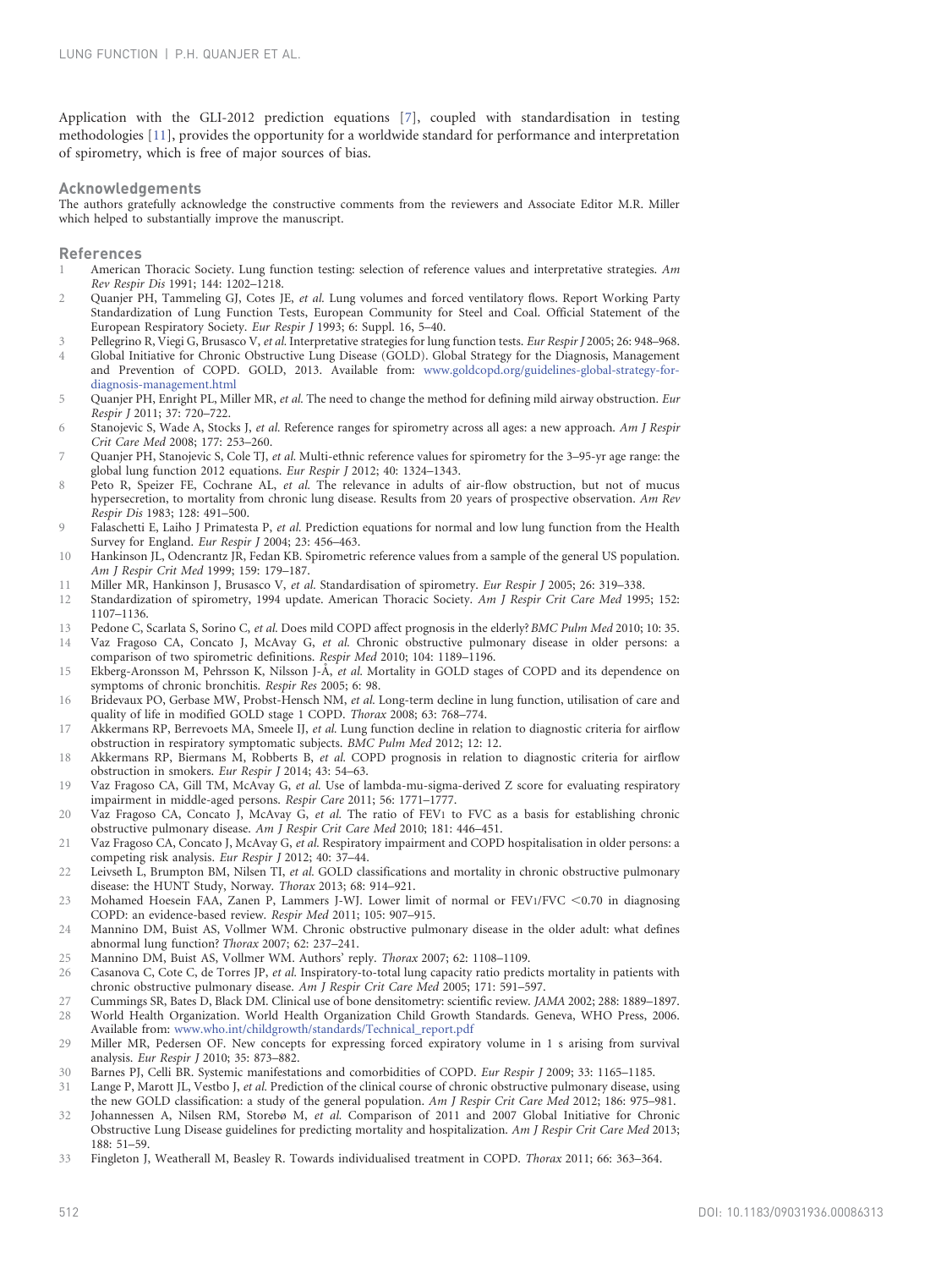Application with the GLI-2012 prediction equations [7], coupled with standardisation in testing methodologies [11], provides the opportunity for a worldwide standard for performance and interpretation of spirometry, which is free of major sources of bias.

## Acknowledgements

The authors gratefully acknowledge the constructive comments from the reviewers and Associate Editor M.R. Miller which helped to substantially improve the manuscript.

## References

1. American Thoracic Society. Lung function testing: selection of reference values and interpretative strategies. *Am Rev Respir Dis* 1991; 144: 1202–1218.
2. Quanjer PH, Tammeling GJ, Cotes JE, *et al.* Lung volumes and forced ventilatory flows. Report Working Party Standardization of Lung Function Tests, European Community for Steel and Coal. Official Statement of the European Respiratory Society. *Eur Respir J* 1993; 6: Suppl. 16, 5–40.
3. Pellegrino R, Viegi G, Brusasco V, *et al.* Interpretative strategies for lung function tests. *Eur Respir J* 2005; 26: 948–968.
4. Global Initiative for Chronic Obstructive Lung Disease (GOLD). Global Strategy for the Diagnosis, Management and Prevention of COPD. GOLD, 2013. Available from: www.goldcopd.org/guidelines-global-strategy-for-diagnosis-management.html
5. Quanjer PH, Enright PL, Miller MR, *et al.* The need to change the method for defining mild airway obstruction. *Eur Respir J* 2011; 37: 720–722.
6. Stanojevic S, Wade A, Stocks J, *et al.* Reference ranges for spirometry across all ages: a new approach. *Am J Respir Crit Care Med* 2008; 177: 253–260.
7. Quanjer PH, Stanojevic S, Cole TJ, *et al.* Multi-ethnic reference values for spirometry for the 3–95-yr age range: the global lung function 2012 equations. *Eur Respir J* 2012; 40: 1324–1343.
8. Peto R, Speizer FE, Cochrane AL, *et al.* The relevance in adults of air-flow obstruction, but not of mucus hypersecretion, to mortality from chronic lung disease. Results from 20 years of prospective observation. *Am Rev Respir Dis* 1983; 128: 491–500.
9. Falaschetti E, Laiho J Primatesta P, *et al.* Prediction equations for normal and low lung function from the Health Survey for England. *Eur Respir J* 2004; 23: 456–463.
10. Hankinson JL, Odencrantz JR, Fedan KB. Spirometric reference values from a sample of the general US population. *Am J Respir Crit Med* 1999; 159: 179–187.
11. Miller MR, Hankinson J, Brusasco V, *et al.* Standardisation of spirometry. *Eur Respir J* 2005; 26: 319–338.
12. Standardization of spirometry, 1994 update. American Thoracic Society. *Am J Respir Crit Care Med* 1995; 152: 1107–1136.
13. Pedone C, Scarlata S, Sorino C, *et al.* Does mild COPD affect prognosis in the elderly? *BMC Pulm Med* 2010; 10: 35.
14. Vaz Fragoso CA, Concato J, McAvay G, *et al.* Chronic obstructive pulmonary disease in older persons: a comparison of two spirometric definitions. *Respir Med* 2010; 104: 1189–1196.
15. Ekberg-Aronsson M, Pehrsson K, Nilsson J-Å, *et al.* Mortality in GOLD stages of COPD and its dependence on symptoms of chronic bronchitis. *Respir Res* 2005; 6: 98.
16. Bridevaux PO, Gerbase MW, Probst-Hensch NM, *et al.* Long-term decline in lung function, utilisation of care and quality of life in modified GOLD stage 1 COPD. *Thorax* 2008; 63: 768–774.
17. Akkermans RP, Berrevoets MA, Smeele IJ, *et al.* Lung function decline in relation to diagnostic criteria for airflow obstruction in respiratory symptomatic subjects. *BMC Pulm Med* 2012; 12: 12.
18. Akkermans RP, Biermans M, Robberts B, *et al.* COPD prognosis in relation to diagnostic criteria for airflow obstruction in smokers. *Eur Respir J* 2014; 43: 54–63.
19. Vaz Fragoso CA, Gill TM, McAvay G, *et al.* Use of lambda-mu-sigma-derived Z score for evaluating respiratory impairment in middle-aged persons. *Respir Care* 2011; 56: 1771–1777.
20. Vaz Fragoso CA, Concato J, McAvay G, *et al.* The ratio of FEV1 to FVC as a basis for establishing chronic obstructive pulmonary disease. *Am J Respir Crit Care Med* 2010; 181: 446–451.
21. Vaz Fragoso CA, Concato J, McAvay G, *et al.* Respiratory impairment and COPD hospitalisation in older persons: a competing risk analysis. *Eur Respir J* 2012; 40: 37–44.
22. Leivseth L, Brumpton BM, Nilsen TI, *et al.* GOLD classifications and mortality in chronic obstructive pulmonary disease: the HUNT Study, Norway. *Thorax* 2013; 68: 914–921.
23. Mohamed Hoesein FAA, Zanen P, Lammers J-WJ. Lower limit of normal or FEV1/FVC <0.70 in diagnosing COPD: an evidence-based review. *Respir Med* 2011; 105: 907–915.
24. Mannino DM, Buist AS, Vollmer WM. Chronic obstructive pulmonary disease in the older adult: what defines abnormal lung function? *Thorax* 2007; 62: 237–241.
25. Mannino DM, Buist AS, Vollmer WM. Authors' reply. *Thorax* 2007; 62: 1108–1109.
26. Casanova C, Cote C, de Torres JP, *et al.* Inspiratory-to-total lung capacity ratio predicts mortality in patients with chronic obstructive pulmonary disease. *Am J Respir Crit Care Med* 2005; 171: 591–597.
27. Cummings SR, Bates D, Black DM. Clinical use of bone densitometry: scientific review. *JAMA* 2002; 288: 1889–1897.
28. World Health Organization. World Health Organization Child Growth Standards. Geneva, WHO Press, 2006. Available from: www.who.int/childgrowth/standards/Technical_report.pdf
29. Miller MR, Pedersen OF. New concepts for expressing forced expiratory volume in 1 s arising from survival analysis. *Eur Respir J* 2010; 35: 873–882.
30. Barnes PJ, Celli BR. Systemic manifestations and comorbidities of COPD. *Eur Respir J* 2009; 33: 1165–1185.
31. Lange P, Marott JL, Vestbo J, *et al.* Prediction of the clinical course of chronic obstructive pulmonary disease, using the new GOLD classification: a study of the general population. *Am J Respir Crit Care Med* 2012; 186: 975–981.
32. Johannessen A, Nilsen RM, Storebø M, *et al.* Comparison of 2011 and 2007 Global Initiative for Chronic Obstructive Lung Disease guidelines for predicting mortality and hospitalization. *Am J Respir Crit Care Med* 2013; 188: 51–59.
33. Fingleton J, Weatherall M, Beasley R. Towards individualised treatment in COPD. *Thorax* 2011; 66: 363–364.